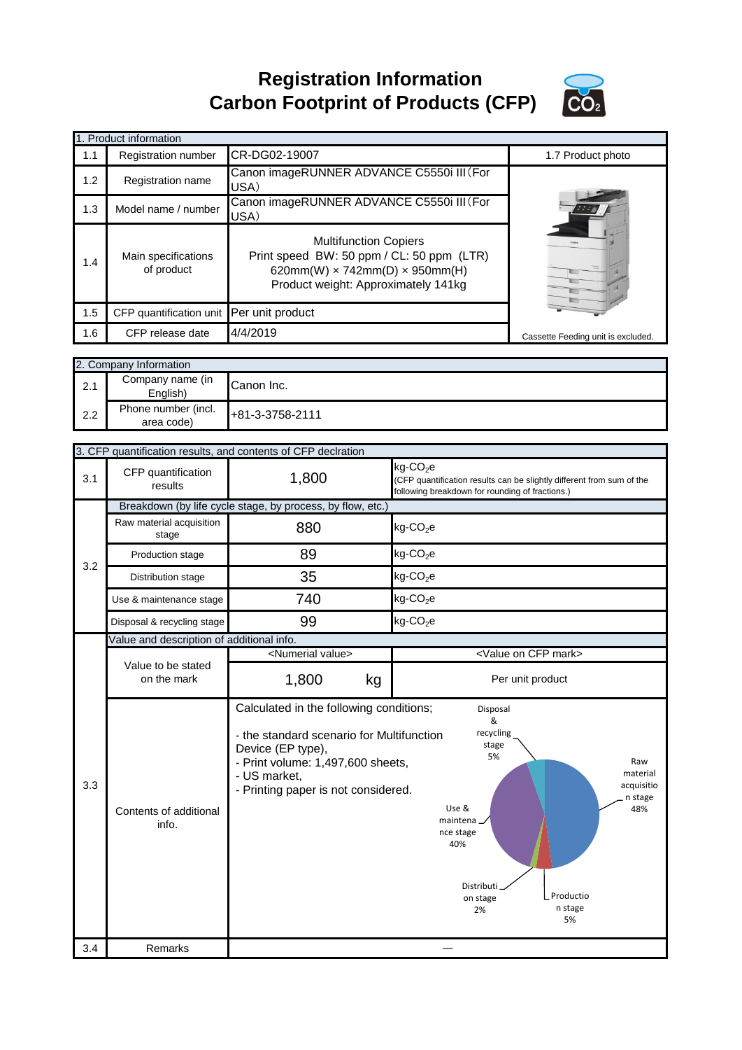# Registration Information
# Carbon Footprint of Products (CFP)

| 1. Product information | | | |
|---|---|---|---|
| 1.1 | Registration number | CR-DG02-19007 | 1.7 Product photo |
| 1.2 | Registration name | Canon imageRUNNER ADVANCE C5550i III（For USA） | |
| 1.3 | Model name / number | Canon imageRUNNER ADVANCE C5550i III（For USA） | |
| 1.4 | Main specifications of product | Multifunction Copiers<br>Print speed BW: 50 ppm / CL: 50 ppm (LTR)<br>620mm(W) × 742mm(D) × 950mm(H)<br>Product weight: Approximately 141kg | |
| 1.5 | CFP quantification unit | Per unit product | |
| 1.6 | CFP release date | 4/4/2019 | Cassette Feeding unit is excluded. |

| 2. Company Information | | |
|---|---|---|
| 2.1 | Company name (in English) | Canon Inc. |
| 2.2 | Phone number (incl. area code) | +81-3-3758-2111 |

| 3. CFP quantification results, and contents of CFP declration | | | |
|---|---|---|---|
| 3.1 | CFP quantification results | 1,800 | kg-$CO_2$e<br>(CFP quantification results can be slightly different from sum of the following breakdown for rounding of fractions.) |
| 3.2 | Breakdown (by life cycle stage, by process, by flow, etc.) | | |
| | Raw material acquisition stage | 880 | kg-$CO_2$e |
| | Production stage | 89 | kg-$CO_2$e |
| | Distribution stage | 35 | kg-$CO_2$e |
| | Use & maintenance stage | 740 | kg-$CO_2$e |
| | Disposal & recycling stage | 99 | kg-$CO_2$e |
| 3.3 | Value and description of additional info. | | |
| | Value to be stated on the mark | <Numerial value><br>1,800 kg | <Value on CFP mark><br>Per unit product |
| | Contents of additional info. | Calculated in the following conditions;<br>- the standard scenario for Multifunction Device (EP type),<br>- Print volume: 1,497,600 sheets,<br>- US market,<br>- Printing paper is not considered. | Raw material acquisition stage 48%<br>Production stage 5%<br>Distribution stage 2%<br>Use & maintenance stage 40%<br>Disposal & recycling stage 5% |
| 3.4 | Remarks | — | |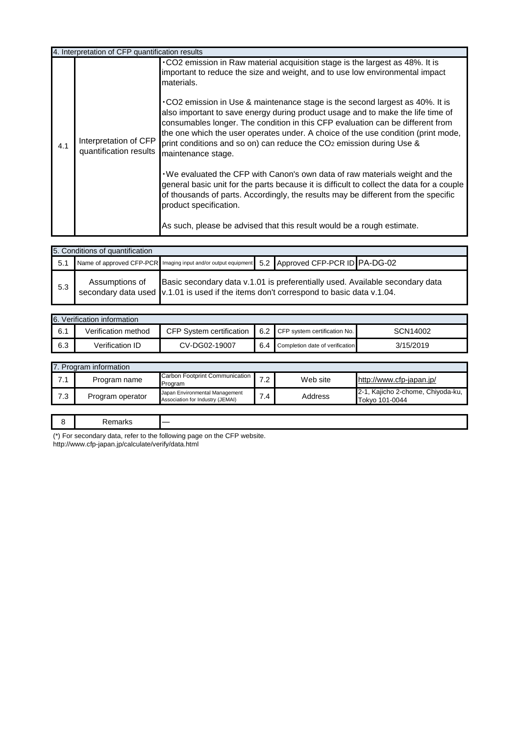| 4. Interpretation of CFP quantification results | | |
|---|---|---|
| 4.1 | Interpretation of CFP quantification results | ・$CO_2$ emission in Raw material acquisition stage is the largest as 48%. It is important to reduce the size and weight, and to use low environmental impact materials.<br><br>・$CO_2$ emission in Use & maintenance stage is the second largest as 40%. It is also important to save energy during product usage and to make the life time of consumables longer. The condition in this CFP evaluation can be different from the one which the user operates under. A choice of the use condition (print mode, print conditions and so on) can reduce the $CO_2$ emission during Use & maintenance stage.<br><br>・We evaluated the CFP with Canon's own data of raw materials weight and the general basic unit for the parts because it is difficult to collect the data for a couple of thousands of parts. Accordingly, the results may be different from the specific product specification.<br><br>As such, please be advised that this result would be a rough estimate. |

| 5. Conditions of quantification | | | | | |
|---|---|---|---|---|---|
| 5.1 | Name of approved CFP-PCR | Imaging input and/or output equipment | 5.2 | Approved CFP-PCR ID | PA-DG-02 |
| 5.3 | Assumptions of secondary data used | Basic secondary data v.1.01 is preferentially used. Available secondary data v.1.01 is used if the items don't correspond to basic data v.1.04. | | | |

| 6. Verification information | | | | | |
|---|---|---|---|---|---|
| 6.1 | Verification method | CFP System certification | 6.2 | CFP system certification No. | SCN14002 |
| 6.3 | Verification ID | CV-DG02-19007 | 6.4 | Completion date of verification | 3/15/2019 |

| 7. Program information | | | | | |
|---|---|---|---|---|---|
| 7.1 | Program name | Carbon Footprint Communication Program | 7.2 | Web site | http://www.cfp-japan.jp/ |
| 7.3 | Program operator | Japan Environmental Management Association for Industry (JEMAI) | 7.4 | Address | 2-1, Kajicho 2-chome, Chiyoda-ku, Tokyo 101-0044 |

| | | |
|---|---|---|
| 8 | Remarks | — |

(*) For secondary data, refer to the following page on the CFP website.
http://www.cfp-japan.jp/calculate/verify/data.html